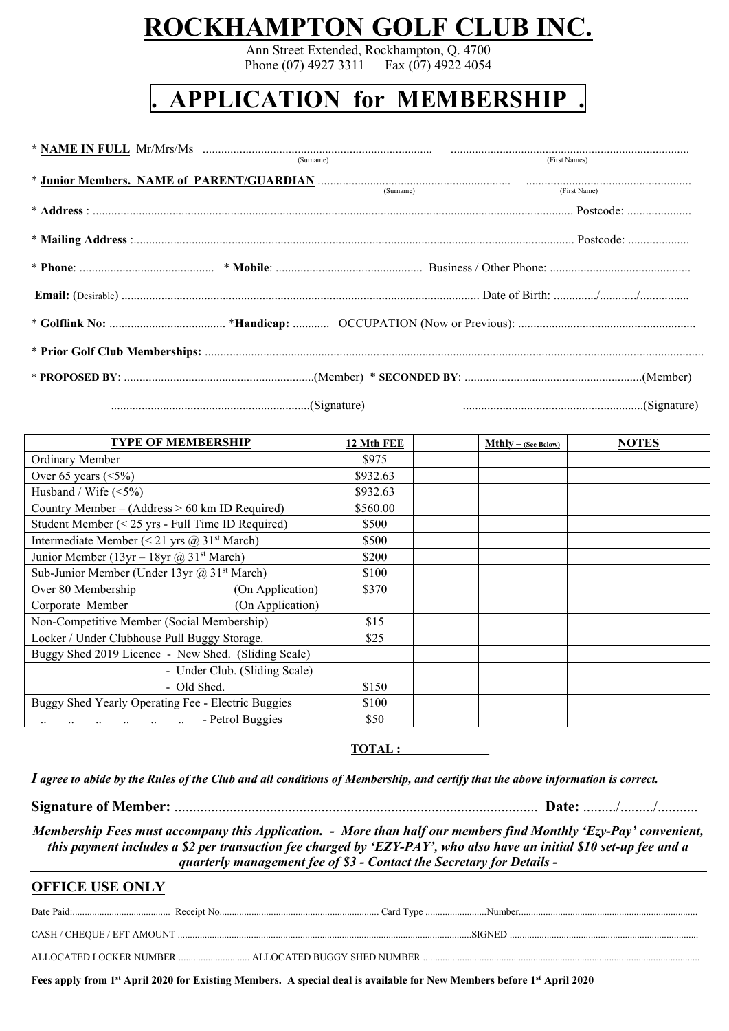# ROCKHAMPTON GOLF CLUB INC.

Ann Street Extended, Rockhampton, Q. 4700
Phone (07) 4927 3311 Fax (07) 4922 4054

# . APPLICATION for MEMBERSHIP .

* **NAME IN FULL** Mr/Mrs/Ms .......................................................................... (Surname) .............................................................................. (First Names)

* **Junior Members. NAME of PARENT/GUARDIAN** .............................................................. (Surname) ...................................................... (First Name)

* **Address** : ........................................................................................................................................................ Postcode: .....................

* **Mailing Address** :............................................................................................................................................. Postcode: ....................

* **Phone**: ........................................... * **Mobile**: ............................................... Business / Other Phone: .............................................

**Email:** (Desirable) .................................................................................................................... Date of Birth: ............./.........../................

* **Golflink No:** ..................................... ***Handicap:** ............ OCCUPATION (Now or Previous): .........................................................

* **Prior Golf Club Memberships:** ................................................................................................................................................................

* **PROPOSED BY**: .............................................................(Member) * **SECONDED BY**: .........................................................(Member)

.................................................................(Signature) ...........................................................(Signature)

| TYPE OF MEMBERSHIP | 12 Mth FEE | | Mthly – (See Below) | NOTES |
|---|---|---|---|---|
| Ordinary Member | $975 | | | |
| Over 65 years (<5%) | $932.63 | | | |
| Husband / Wife (<5%) | $932.63 | | | |
| Country Member – (Address > 60 km ID Required) | $560.00 | | | |
| Student Member (< 25 yrs - Full Time ID Required) | $500 | | | |
| Intermediate Member (< 21 yrs @ 31st March) | $500 | | | |
| Junior Member (13yr – 18yr @ 31st March) | $200 | | | |
| Sub-Junior Member (Under 13yr @ 31st March) | $100 | | | |
| Over 80 Membership (On Application) | $370 | | | |
| Corporate Member (On Application) | | | | |
| Non-Competitive Member (Social Membership) | $15 | | | |
| Locker / Under Clubhouse Pull Buggy Storage. | $25 | | | |
| Buggy Shed 2019 Licence - New Shed. (Sliding Scale) | | | | |
| - Under Club. (Sliding Scale) | | | | |
| - Old Shed. | $150 | | | |
| Buggy Shed Yearly Operating Fee - Electric Buggies | $100 | | | |
| .. .. .. .. .. .. - Petrol Buggies | $50 | | | |

**TOTAL :** ______________

***I agree to abide by the Rules of the Club and all conditions of Membership, and certify that the above information is correct.***

**Signature of Member:** ................................................................................................... **Date:** ........./........./...........

***Membership Fees must accompany this Application. - More than half our members find Monthly 'Ezy-Pay' convenient, this payment includes a $2 per transaction fee charged by 'EZY-PAY', who also have an initial $10 set-up fee and a quarterly management fee of $3 - Contact the Secretary for Details -***

## OFFICE USE ONLY

Date Paid:......................................... Receipt No................................................................ Card Type .........................Number........................................................................

CASH / CHEQUE / EFT AMOUNT ..................................................................................................................SIGNED ..........................................................................

ALLOCATED LOCKER NUMBER ............................ ALLOCATED BUGGY SHED NUMBER ..............................................................................................

**Fees apply from 1st April 2020 for Existing Members. A special deal is available for New Members before 1st April 2020**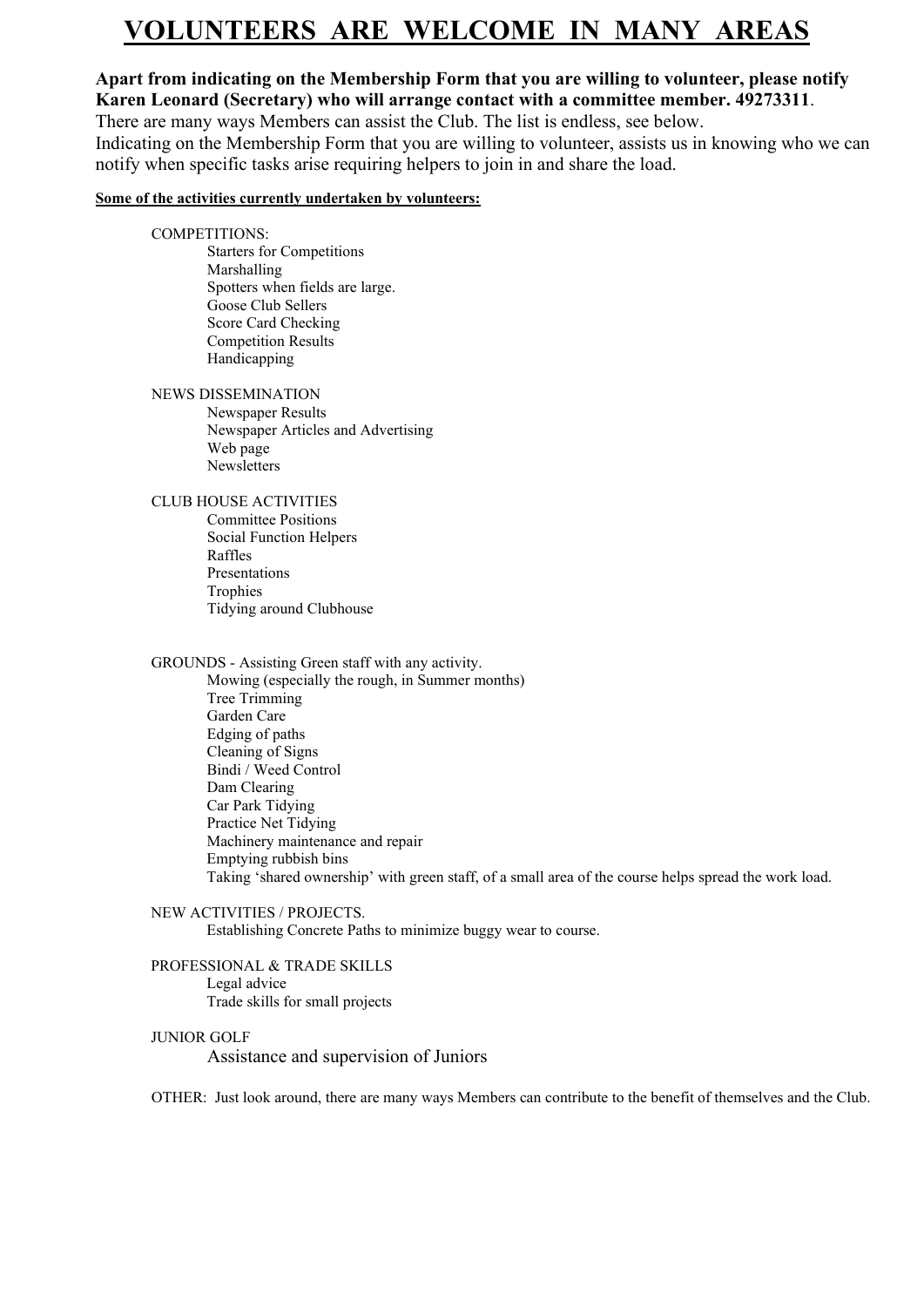# VOLUNTEERS ARE WELCOME IN MANY AREAS

**Apart from indicating on the Membership Form that you are willing to volunteer, please notify Karen Leonard (Secretary) who will arrange contact with a committee member. 49273311**.
There are many ways Members can assist the Club. The list is endless, see below.
Indicating on the Membership Form that you are willing to volunteer, assists us in knowing who we can notify when specific tasks arise requiring helpers to join in and share the load.

**Some of the activities currently undertaken by volunteers:**

COMPETITIONS:
- Starters for Competitions
- Marshalling
- Spotters when fields are large.
- Goose Club Sellers
- Score Card Checking
- Competition Results
- Handicapping

NEWS DISSEMINATION
- Newspaper Results
- Newspaper Articles and Advertising
- Web page
- Newsletters

CLUB HOUSE ACTIVITIES
- Committee Positions
- Social Function Helpers
- Raffles
- Presentations
- Trophies
- Tidying around Clubhouse

GROUNDS - Assisting Green staff with any activity.
- Mowing (especially the rough, in Summer months)
- Tree Trimming
- Garden Care
- Edging of paths
- Cleaning of Signs
- Bindi / Weed Control
- Dam Clearing
- Car Park Tidying
- Practice Net Tidying
- Machinery maintenance and repair
- Emptying rubbish bins
- Taking 'shared ownership' with green staff, of a small area of the course helps spread the work load.

NEW ACTIVITIES / PROJECTS.
- Establishing Concrete Paths to minimize buggy wear to course.

PROFESSIONAL & TRADE SKILLS
- Legal advice
- Trade skills for small projects

JUNIOR GOLF
- Assistance and supervision of Juniors

OTHER: Just look around, there are many ways Members can contribute to the benefit of themselves and the Club.